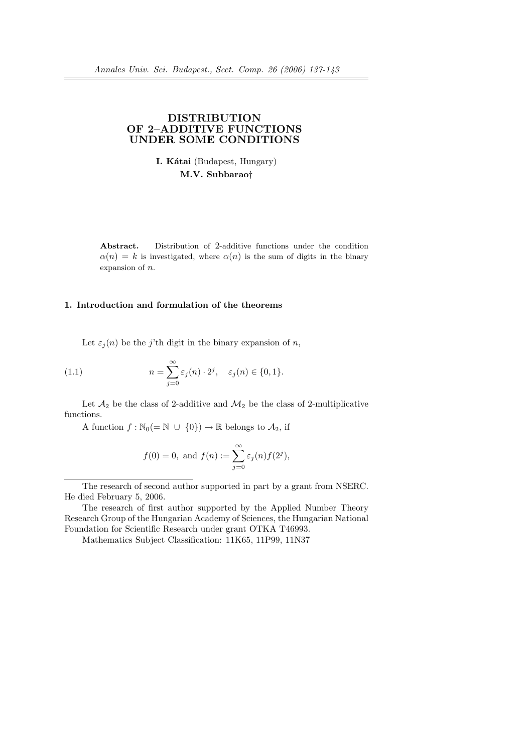# DISTRIBUTION OF 2–ADDITIVE FUNCTIONS UNDER SOME CONDITIONS

**I. Kátai** (Budapest, Hungary)

**M.V. Subbarao†**

**Abstract.** Distribution of 2-additive functions under the condition $\alpha(n) = k$ is investigated, where $\alpha(n)$ is the sum of digits in the binary expansion of $n$.

## 1. Introduction and formulation of the theorems

Let $\varepsilon_j(n)$ be the $j$'th digit in the binary expansion of $n$,

$$n = \sum_{j=0}^{\infty} \varepsilon_j(n) \cdot 2^j, \quad \varepsilon_j(n) \in \{0, 1\}. \tag{1.1}$$

Let $\mathcal{A}_2$ be the class of 2-additive and $\mathcal{M}_2$ be the class of 2-multiplicative functions.

A function $f : \mathbb{N}_0 (= \mathbb{N} \cup \{0\}) \to \mathbb{R}$ belongs to $\mathcal{A}_2$, if

$$f(0) = 0, \text{ and } f(n) := \sum_{j=0}^{\infty} \varepsilon_j(n) f(2^j),$$

---

The research of second author supported in part by a grant from NSERC. He died February 5, 2006.

The research of first author supported by the Applied Number Theory Research Group of the Hungarian Academy of Sciences, the Hungarian National Foundation for Scientific Research under grant OTKA T46993.

Mathematics Subject Classification: 11K65, 11P99, 11N37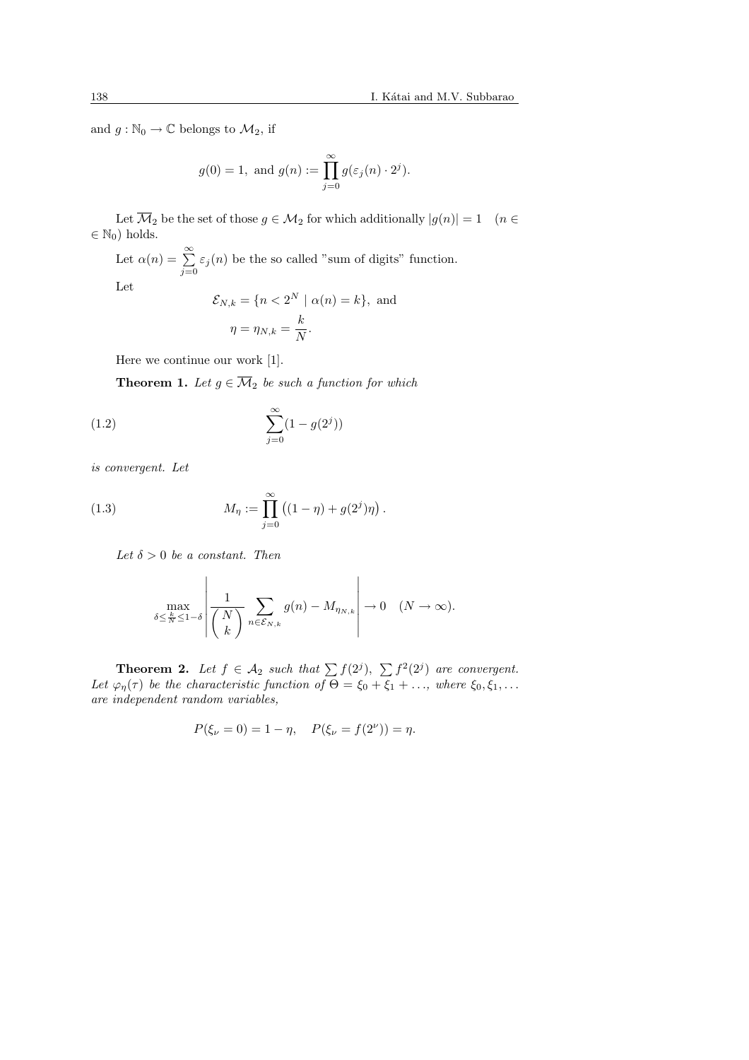and $g : \mathbb{N}_0 \to \mathbb{C}$ belongs to $\mathcal{M}_2$, if

$$g(0) = 1, \text{ and } g(n) := \prod_{j=0}^{\infty} g(\varepsilon_j(n) \cdot 2^j).$$

Let $\overline{\mathcal{M}}_2$ be the set of those $g \in \mathcal{M}_2$ for which additionally $|g(n)| = 1 \quad (n \in \in \mathbb{N}_0)$ holds.

Let $\alpha(n) = \sum_{j=0}^{\infty} \varepsilon_j(n)$ be the so called "sum of digits" function.

Let

$$\mathcal{E}_{N,k} = \{n < 2^N \mid \alpha(n) = k\}, \text{ and}$$

$$\eta = \eta_{N,k} = \frac{k}{N}.$$

Here we continue our work [1].

**Theorem 1.** *Let $g \in \overline{\mathcal{M}}_2$ be such a function for which*

$$\sum_{j=0}^{\infty} (1 - g(2^j)) \tag{1.2}$$

*is convergent. Let*

$$M_\eta := \prod_{j=0}^{\infty} \left( (1 - \eta) + g(2^j)\eta \right). \tag{1.3}$$

*Let $\delta > 0$ be a constant. Then*

$$\max_{\delta \leq \frac{k}{N} \leq 1-\delta} \left| \frac{1}{\binom{N}{k}} \sum_{n \in \mathcal{E}_{N,k}} g(n) - M_{\eta_{N,k}} \right| \to 0 \quad (N \to \infty).$$

**Theorem 2.** *Let $f \in \mathcal{A}_2$ such that $\sum f(2^j)$, $\sum f^2(2^j)$ are convergent. Let $\varphi_\eta(\tau)$ be the characteristic function of $\Theta = \xi_0 + \xi_1 + \ldots$, where $\xi_0, \xi_1, \ldots$ are independent random variables,*

$$P(\xi_\nu = 0) = 1 - \eta, \quad P(\xi_\nu = f(2^\nu)) = \eta.$$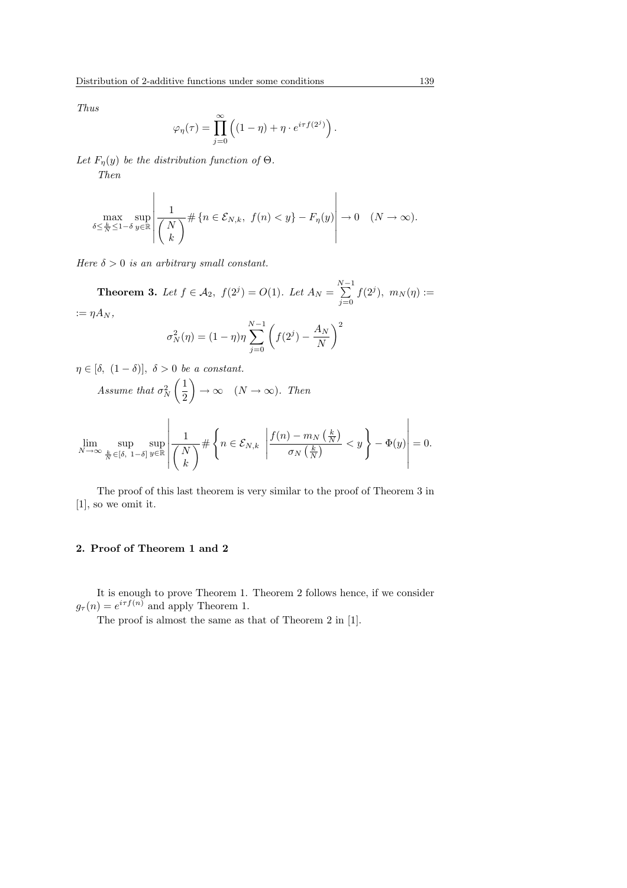*Thus*

$$\varphi_\eta(\tau) = \prod_{j=0}^{\infty} \left( (1-\eta) + \eta \cdot e^{i\tau f(2^j)} \right).$$

*Let $F_\eta(y)$ be the distribution function of $\Theta$.*

*Then*

$$\max_{\delta \le \frac{k}{N} \le 1-\delta} \sup_{y \in \mathbb{R}} \left| \frac{1}{\binom{N}{k}} \# \{ n \in \mathcal{E}_{N,k},\ f(n) < y \} - F_\eta(y) \right| \to 0 \quad (N \to \infty).$$

*Here $\delta > 0$ is an arbitrary small constant.*

**Theorem 3.** *Let $f \in \mathcal{A}_2$, $f(2^j) = O(1)$. Let $A_N = \sum_{j=0}^{N-1} f(2^j)$, $m_N(\eta) :=$ $:= \eta A_N$,*

$$\sigma_N^2(\eta) = (1-\eta)\eta \sum_{j=0}^{N-1} \left( f(2^j) - \frac{A_N}{N} \right)^2$$

*$\eta \in [\delta,\ (1-\delta)]$, $\delta > 0$ be a constant.*

*Assume that $\sigma_N^2\left(\frac{1}{2}\right) \to \infty \quad (N \to \infty)$. Then*

$$\lim_{N \to \infty} \sup_{\frac{k}{N} \in [\delta,\ 1-\delta]} \sup_{y \in \mathbb{R}} \left| \frac{1}{\binom{N}{k}} \# \left\{ n \in \mathcal{E}_{N,k} \ \left| \frac{f(n) - m_N\left(\frac{k}{N}\right)}{\sigma_N\left(\frac{k}{N}\right)} < y \right. \right\} - \Phi(y) \right| = 0.$$

The proof of this last theorem is very similar to the proof of Theorem 3 in [1], so we omit it.

## 2. Proof of Theorem 1 and 2

It is enough to prove Theorem 1. Theorem 2 follows hence, if we consider $g_\tau(n) = e^{i\tau f(n)}$ and apply Theorem 1.

The proof is almost the same as that of Theorem 2 in [1].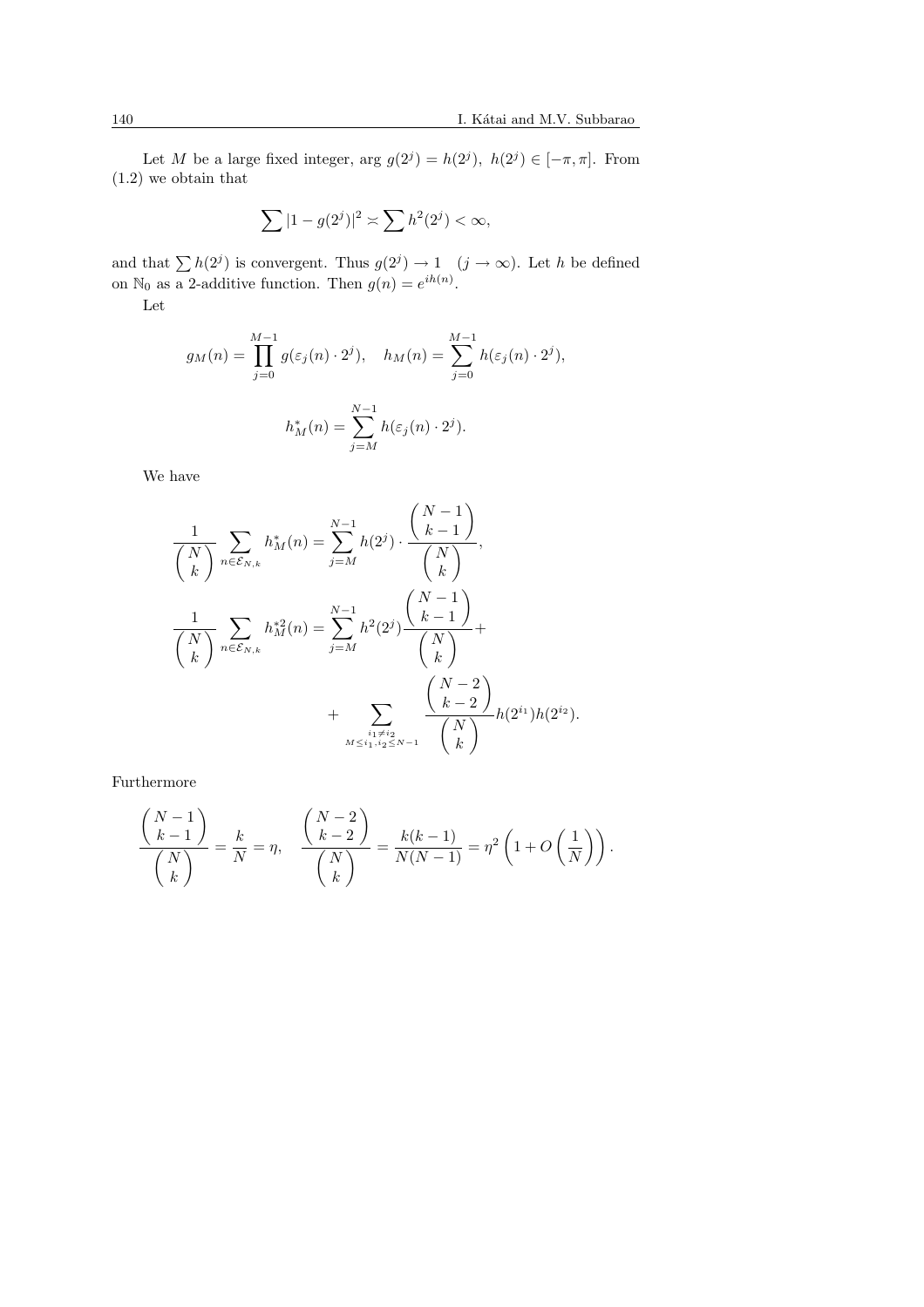Let $M$ be a large fixed integer, $\arg g(2^j) = h(2^j)$, $h(2^j) \in [-\pi, \pi]$. From (1.2) we obtain that

$$\sum |1 - g(2^j)|^2 \asymp \sum h^2(2^j) < \infty,$$

and that $\sum h(2^j)$ is convergent. Thus $g(2^j) \to 1 \quad (j \to \infty)$. Let $h$ be defined on $\mathbb{N}_0$ as a 2-additive function. Then $g(n) = e^{ih(n)}$.

Let

$$g_M(n) = \prod_{j=0}^{M-1} g(\varepsilon_j(n) \cdot 2^j), \quad h_M(n) = \sum_{j=0}^{M-1} h(\varepsilon_j(n) \cdot 2^j),$$

$$h_M^*(n) = \sum_{j=M}^{N-1} h(\varepsilon_j(n) \cdot 2^j).$$

We have

$$\frac{1}{\binom{N}{k}} \sum_{n \in \mathcal{E}_{N,k}} h_M^*(n) = \sum_{j=M}^{N-1} h(2^j) \cdot \frac{\binom{N-1}{k-1}}{\binom{N}{k}},$$

$$\frac{1}{\binom{N}{k}} \sum_{n \in \mathcal{E}_{N,k}} h_M^{*2}(n) = \sum_{j=M}^{N-1} h^2(2^j) \frac{\binom{N-1}{k-1}}{\binom{N}{k}} + \sum_{\substack{i_1 \neq i_2 \\ M \leq i_1, i_2 \leq N-1}} \frac{\binom{N-2}{k-2}}{\binom{N}{k}} h(2^{i_1}) h(2^{i_2}).$$

Furthermore

$$\frac{\binom{N-1}{k-1}}{\binom{N}{k}} = \frac{k}{N} = \eta, \quad \frac{\binom{N-2}{k-2}}{\binom{N}{k}} = \frac{k(k-1)}{N(N-1)} = \eta^2 \left(1 + O\left(\frac{1}{N}\right)\right).$$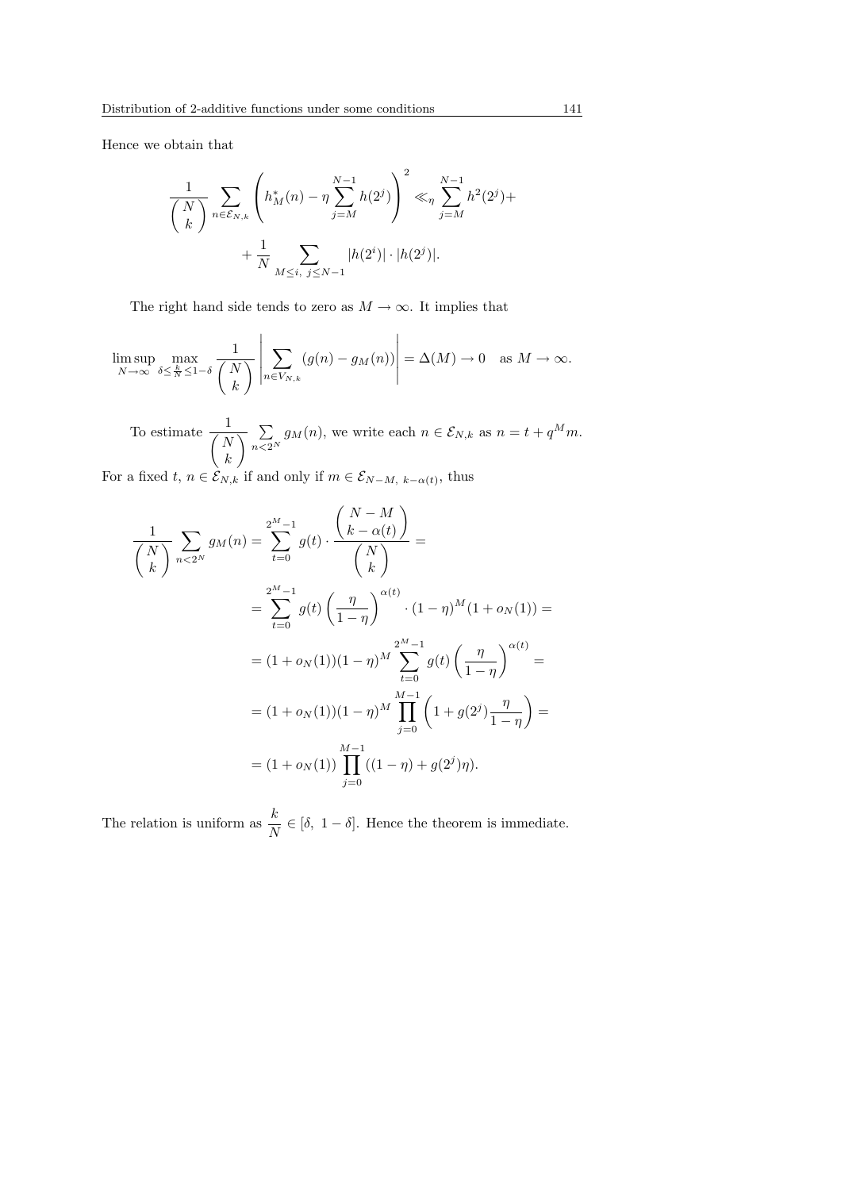Hence we obtain that

$$\frac{1}{\binom{N}{k}} \sum_{n \in \mathcal{E}_{N,k}} \left( h_M^*(n) - \eta \sum_{j=M}^{N-1} h(2^j) \right)^2 \ll_\eta \sum_{j=M}^{N-1} h^2(2^j) + \\ + \frac{1}{N} \sum_{M \le i,\ j \le N-1} |h(2^i)| \cdot |h(2^j)|.$$

The right hand side tends to zero as $M \to \infty$. It implies that

$$\limsup_{N\to\infty} \max_{\delta \le \frac{k}{N} \le 1-\delta} \frac{1}{\binom{N}{k}} \left| \sum_{n \in V_{N,k}} (g(n) - g_M(n)) \right| = \Delta(M) \to 0 \quad \text{as } M \to \infty.$$

To estimate $\dfrac{1}{\binom{N}{k}} \sum\limits_{n<2^N} g_M(n)$, we write each $n \in \mathcal{E}_{N,k}$ as $n = t + q^M m$. For a fixed $t$, $n \in \mathcal{E}_{N,k}$ if and only if $m \in \mathcal{E}_{N-M,\ k-\alpha(t)}$, thus

$$\begin{aligned}
\frac{1}{\binom{N}{k}} \sum_{n<2^N} g_M(n) &= \sum_{t=0}^{2^M-1} g(t) \cdot \frac{\binom{N-M}{k-\alpha(t)}}{\binom{N}{k}} = \\
&= \sum_{t=0}^{2^M-1} g(t) \left( \frac{\eta}{1-\eta} \right)^{\alpha(t)} \cdot (1-\eta)^M (1 + o_N(1)) = \\
&= (1 + o_N(1))(1-\eta)^M \sum_{t=0}^{2^M-1} g(t) \left( \frac{\eta}{1-\eta} \right)^{\alpha(t)} = \\
&= (1 + o_N(1))(1-\eta)^M \prod_{j=0}^{M-1} \left( 1 + g(2^j) \frac{\eta}{1-\eta} \right) = \\
&= (1 + o_N(1)) \prod_{j=0}^{M-1} ((1-\eta) + g(2^j)\eta).
\end{aligned}$$

The relation is uniform as $\dfrac{k}{N} \in [\delta,\ 1-\delta]$. Hence the theorem is immediate.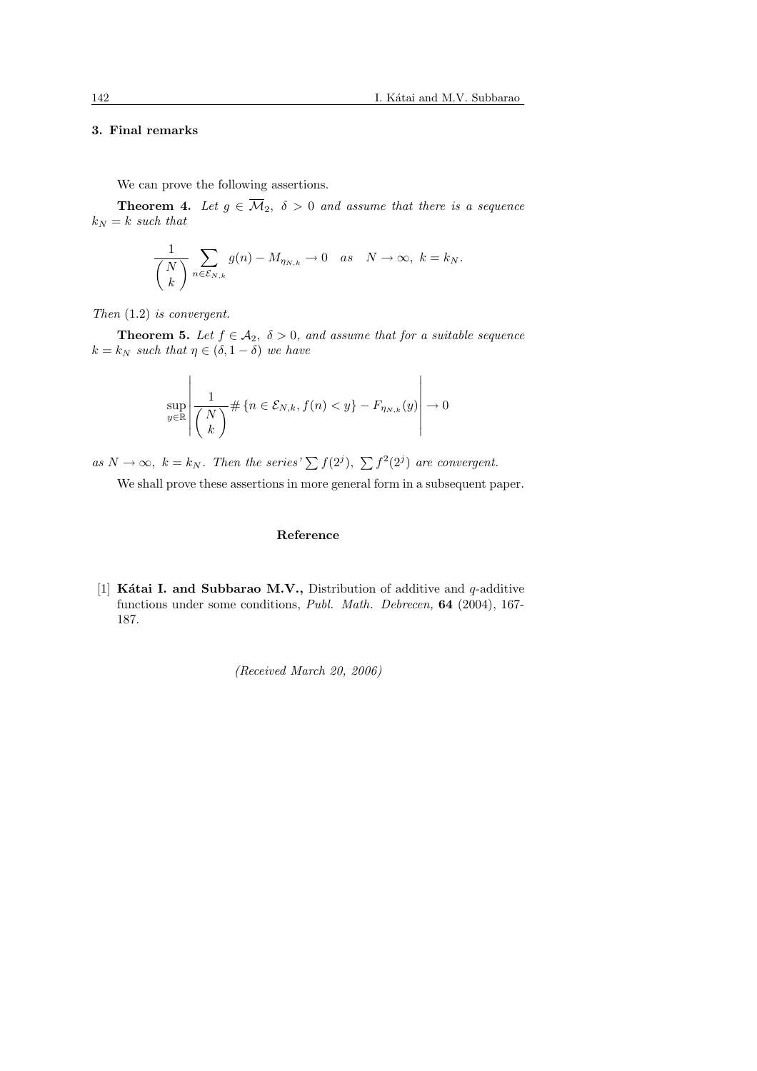## 3. Final remarks

We can prove the following assertions.

**Theorem 4.** *Let $g \in \overline{\mathcal{M}}_2$, $\delta > 0$ and assume that there is a sequence $k_N = k$ such that*

$$\frac{1}{\binom{N}{k}} \sum_{n \in \mathcal{E}_{N,k}} g(n) - M_{\eta_{N,k}} \to 0 \quad as \quad N \to \infty, \; k = k_N.$$

*Then* (1.2) *is convergent.*

**Theorem 5.** *Let $f \in \mathcal{A}_2$, $\delta > 0$, and assume that for a suitable sequence $k = k_N$ such that $\eta \in (\delta, 1-\delta)$ we have*

$$\sup_{y \in \mathbb{R}} \left| \frac{1}{\binom{N}{k}} \# \{n \in \mathcal{E}_{N,k}, f(n) < y\} - F_{\eta_{N,k}}(y) \right| \to 0$$

*as $N \to \infty$, $k = k_N$. Then the series' $\sum f(2^j)$, $\sum f^2(2^j)$ are convergent.*

We shall prove these assertions in more general form in a subsequent paper.

## Reference

[1] **Kátai I. and Subbarao M.V.,** Distribution of additive and $q$-additive functions under some conditions, *Publ. Math. Debrecen,* **64** (2004), 167-187.

*(Received March 20, 2006)*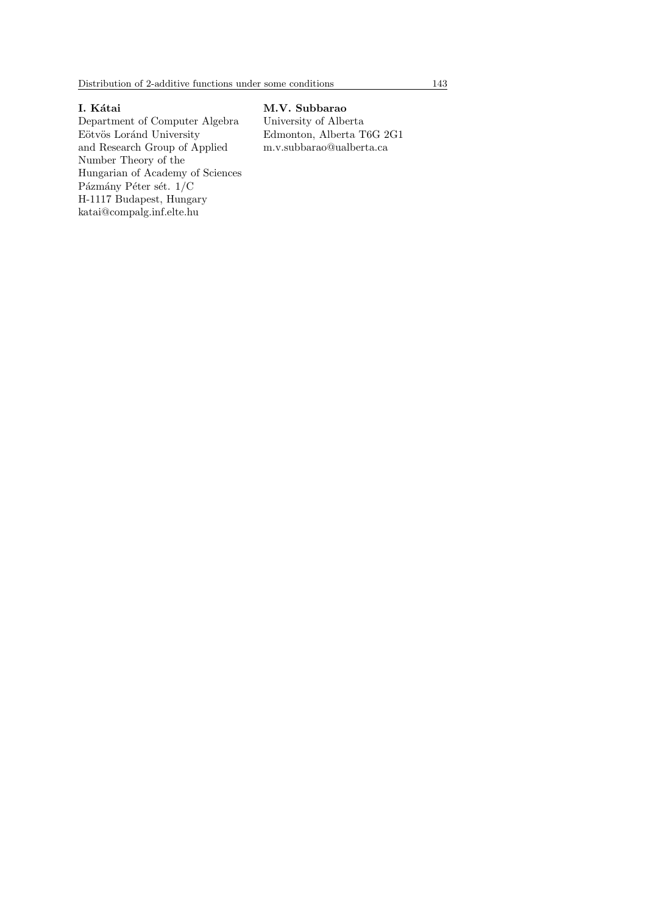**I. Kátai**
Department of Computer Algebra
Eötvös Loránd University
and Research Group of Applied
Number Theory of the
Hungarian of Academy of Sciences
Pázmány Péter sét. 1/C
H-1117 Budapest, Hungary
katai@compalg.inf.elte.hu

**M.V. Subbarao**
University of Alberta
Edmonton, Alberta T6G 2G1
m.v.subbarao@ualberta.ca